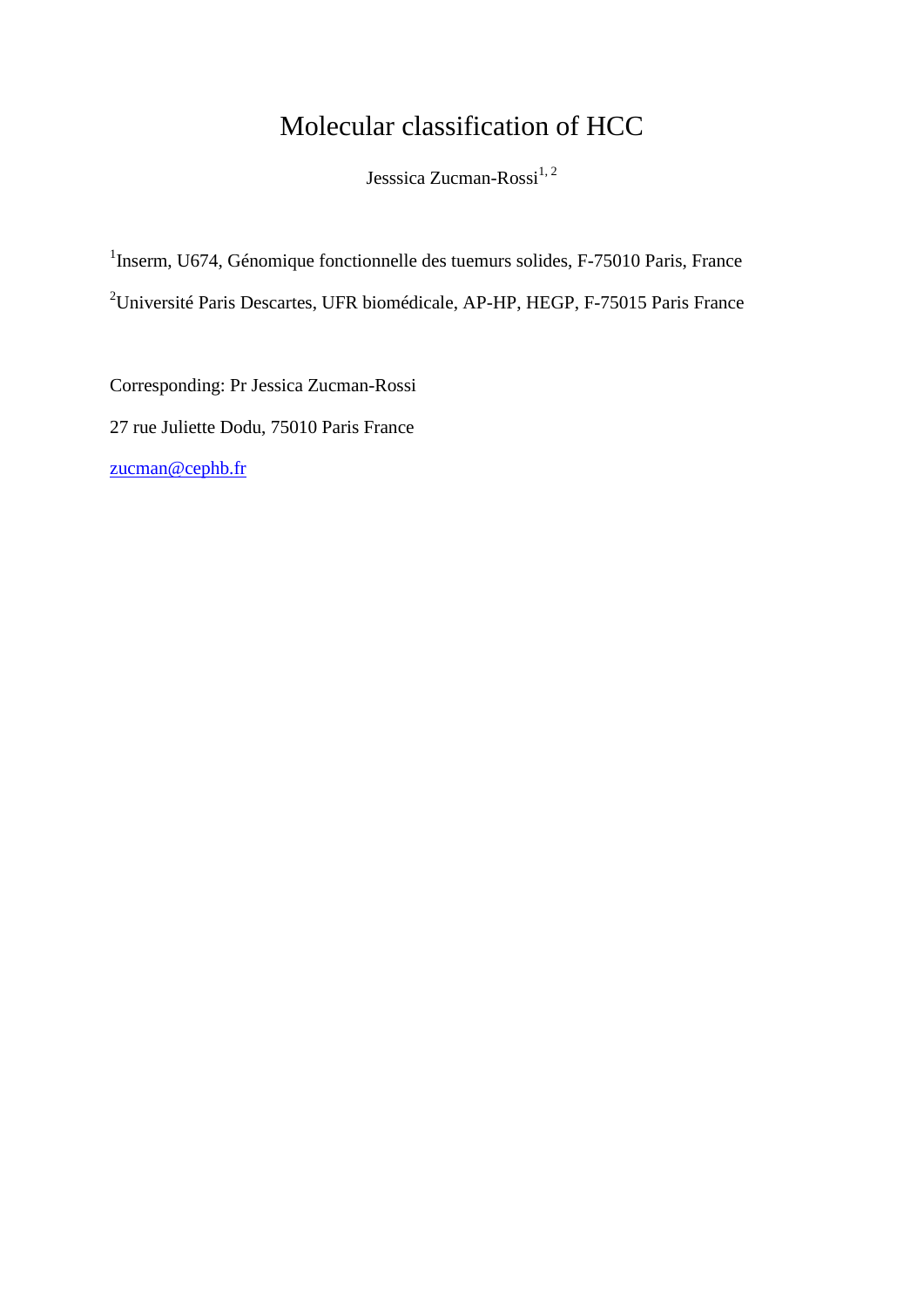# Molecular classification of HCC

Jesssica Zucman-Rossi[1, 2]

[1]Inserm, U674, Génomique fonctionnelle des tuemurs solides, F-75010 Paris, France

[2]Université Paris Descartes, UFR biomédicale, AP-HP, HEGP, F-75015 Paris France

Corresponding: Pr Jessica Zucman-Rossi

27 rue Juliette Dodu, 75010 Paris France

zucman@cephb.fr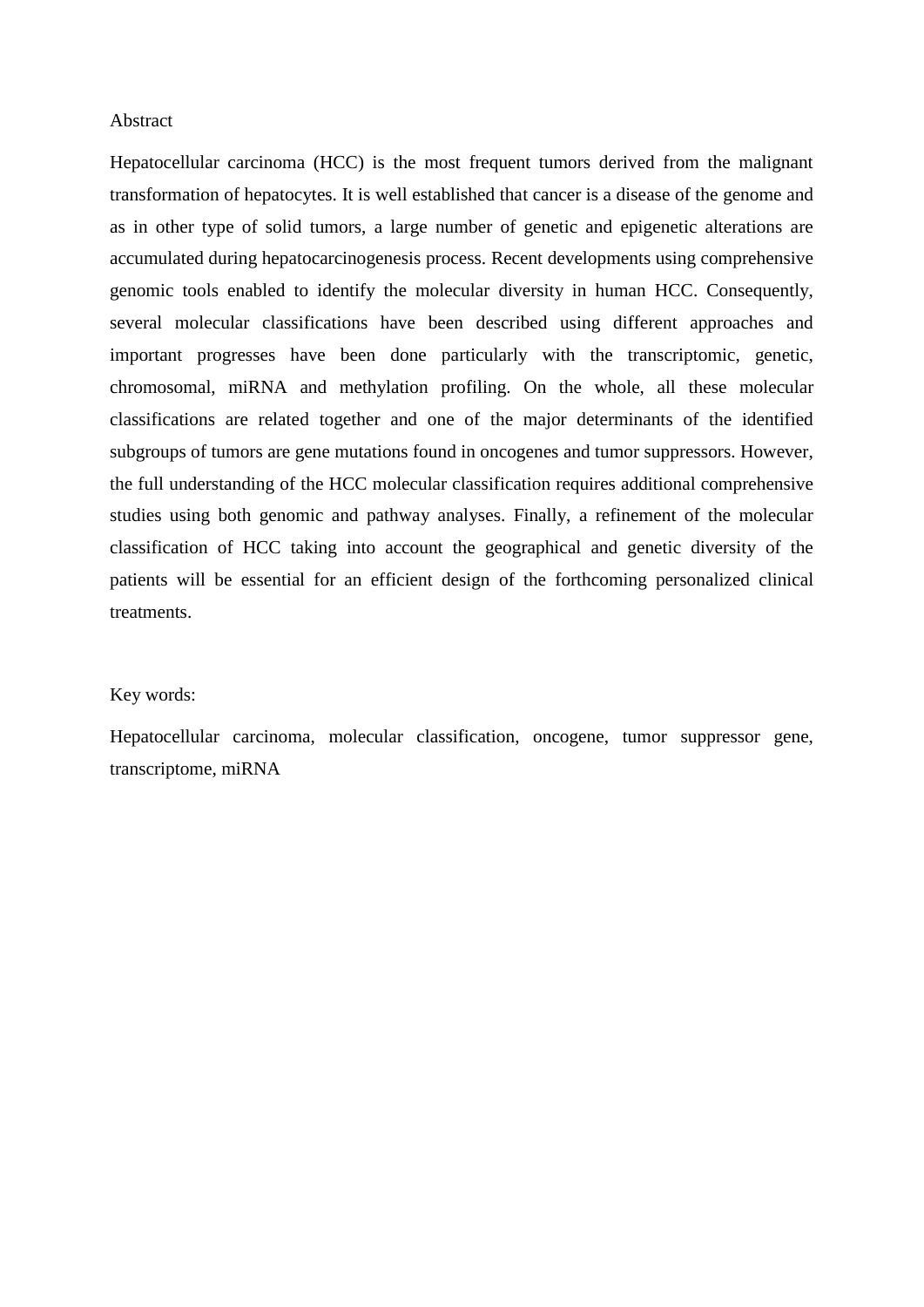## Abstract

Hepatocellular carcinoma (HCC) is the most frequent tumors derived from the malignant transformation of hepatocytes. It is well established that cancer is a disease of the genome and as in other type of solid tumors, a large number of genetic and epigenetic alterations are accumulated during hepatocarcinogenesis process. Recent developments using comprehensive genomic tools enabled to identify the molecular diversity in human HCC. Consequently, several molecular classifications have been described using different approaches and important progresses have been done particularly with the transcriptomic, genetic, chromosomal, miRNA and methylation profiling. On the whole, all these molecular classifications are related together and one of the major determinants of the identified subgroups of tumors are gene mutations found in oncogenes and tumor suppressors. However, the full understanding of the HCC molecular classification requires additional comprehensive studies using both genomic and pathway analyses. Finally, a refinement of the molecular classification of HCC taking into account the geographical and genetic diversity of the patients will be essential for an efficient design of the forthcoming personalized clinical treatments.

## Key words:

Hepatocellular carcinoma, molecular classification, oncogene, tumor suppressor gene, transcriptome, miRNA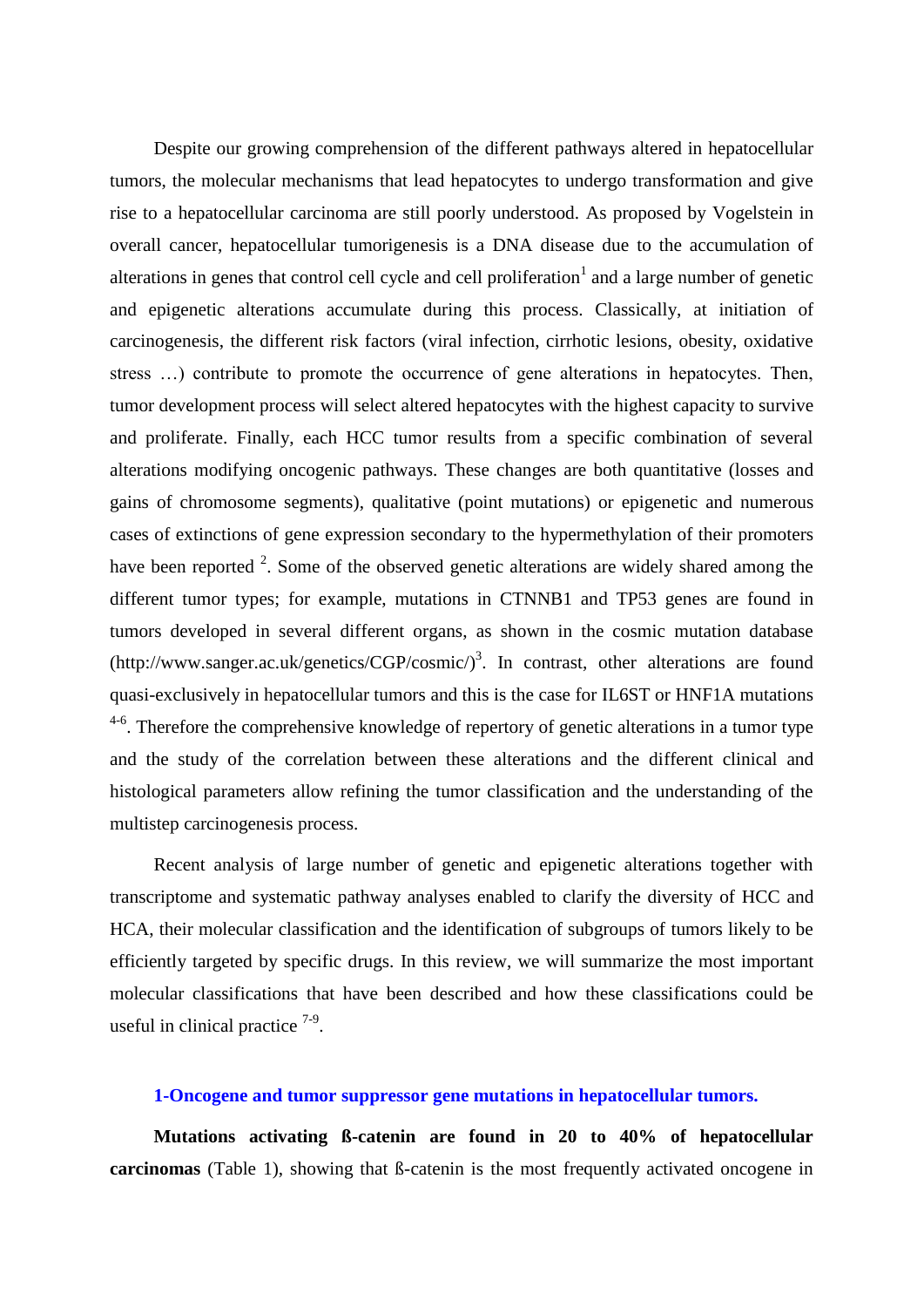Despite our growing comprehension of the different pathways altered in hepatocellular tumors, the molecular mechanisms that lead hepatocytes to undergo transformation and give rise to a hepatocellular carcinoma are still poorly understood. As proposed by Vogelstein in overall cancer, hepatocellular tumorigenesis is a DNA disease due to the accumulation of alterations in genes that control cell cycle and cell proliferation[1] and a large number of genetic and epigenetic alterations accumulate during this process. Classically, at initiation of carcinogenesis, the different risk factors (viral infection, cirrhotic lesions, obesity, oxidative stress …) contribute to promote the occurrence of gene alterations in hepatocytes. Then, tumor development process will select altered hepatocytes with the highest capacity to survive and proliferate. Finally, each HCC tumor results from a specific combination of several alterations modifying oncogenic pathways. These changes are both quantitative (losses and gains of chromosome segments), qualitative (point mutations) or epigenetic and numerous cases of extinctions of gene expression secondary to the hypermethylation of their promoters have been reported [2]. Some of the observed genetic alterations are widely shared among the different tumor types; for example, mutations in CTNNB1 and TP53 genes are found in tumors developed in several different organs, as shown in the cosmic mutation database (http://www.sanger.ac.uk/genetics/CGP/cosmic/)[3]. In contrast, other alterations are found quasi-exclusively in hepatocellular tumors and this is the case for IL6ST or HNF1A mutations [4-6]. Therefore the comprehensive knowledge of repertory of genetic alterations in a tumor type and the study of the correlation between these alterations and the different clinical and histological parameters allow refining the tumor classification and the understanding of the multistep carcinogenesis process.

Recent analysis of large number of genetic and epigenetic alterations together with transcriptome and systematic pathway analyses enabled to clarify the diversity of HCC and HCA, their molecular classification and the identification of subgroups of tumors likely to be efficiently targeted by specific drugs. In this review, we will summarize the most important molecular classifications that have been described and how these classifications could be useful in clinical practice [7-9].

## 1-Oncogene and tumor suppressor gene mutations in hepatocellular tumors.

**Mutations activating ß-catenin are found in 20 to 40% of hepatocellular carcinomas** (Table 1), showing that ß-catenin is the most frequently activated oncogene in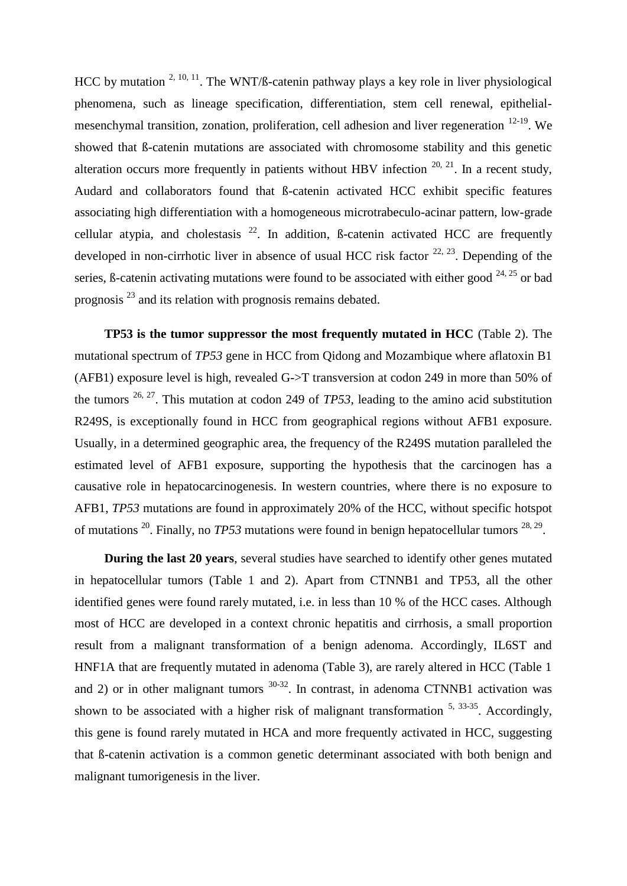HCC by mutation [2, 10, 11]. The WNT/ß-catenin pathway plays a key role in liver physiological phenomena, such as lineage specification, differentiation, stem cell renewal, epithelial-mesenchymal transition, zonation, proliferation, cell adhesion and liver regeneration [12-19]. We showed that ß-catenin mutations are associated with chromosome stability and this genetic alteration occurs more frequently in patients without HBV infection [20, 21]. In a recent study, Audard and collaborators found that ß-catenin activated HCC exhibit specific features associating high differentiation with a homogeneous microtrabeculo-acinar pattern, low-grade cellular atypia, and cholestasis [22]. In addition, ß-catenin activated HCC are frequently developed in non-cirrhotic liver in absence of usual HCC risk factor [22, 23]. Depending of the series, ß-catenin activating mutations were found to be associated with either good [24, 25] or bad prognosis [23] and its relation with prognosis remains debated.

**TP53 is the tumor suppressor the most frequently mutated in HCC** (Table 2). The mutational spectrum of *TP53* gene in HCC from Qidong and Mozambique where aflatoxin B1 (AFB1) exposure level is high, revealed G->T transversion at codon 249 in more than 50% of the tumors [26, 27]. This mutation at codon 249 of *TP53*, leading to the amino acid substitution R249S, is exceptionally found in HCC from geographical regions without AFB1 exposure. Usually, in a determined geographic area, the frequency of the R249S mutation paralleled the estimated level of AFB1 exposure, supporting the hypothesis that the carcinogen has a causative role in hepatocarcinogenesis. In western countries, where there is no exposure to AFB1, *TP53* mutations are found in approximately 20% of the HCC, without specific hotspot of mutations [20]. Finally, no *TP53* mutations were found in benign hepatocellular tumors [28, 29].

**During the last 20 years**, several studies have searched to identify other genes mutated in hepatocellular tumors (Table 1 and 2). Apart from CTNNB1 and TP53, all the other identified genes were found rarely mutated, i.e. in less than 10 % of the HCC cases. Although most of HCC are developed in a context chronic hepatitis and cirrhosis, a small proportion result from a malignant transformation of a benign adenoma. Accordingly, IL6ST and HNF1A that are frequently mutated in adenoma (Table 3), are rarely altered in HCC (Table 1 and 2) or in other malignant tumors [30-32]. In contrast, in adenoma CTNNB1 activation was shown to be associated with a higher risk of malignant transformation [5, 33-35]. Accordingly, this gene is found rarely mutated in HCA and more frequently activated in HCC, suggesting that ß-catenin activation is a common genetic determinant associated with both benign and malignant tumorigenesis in the liver.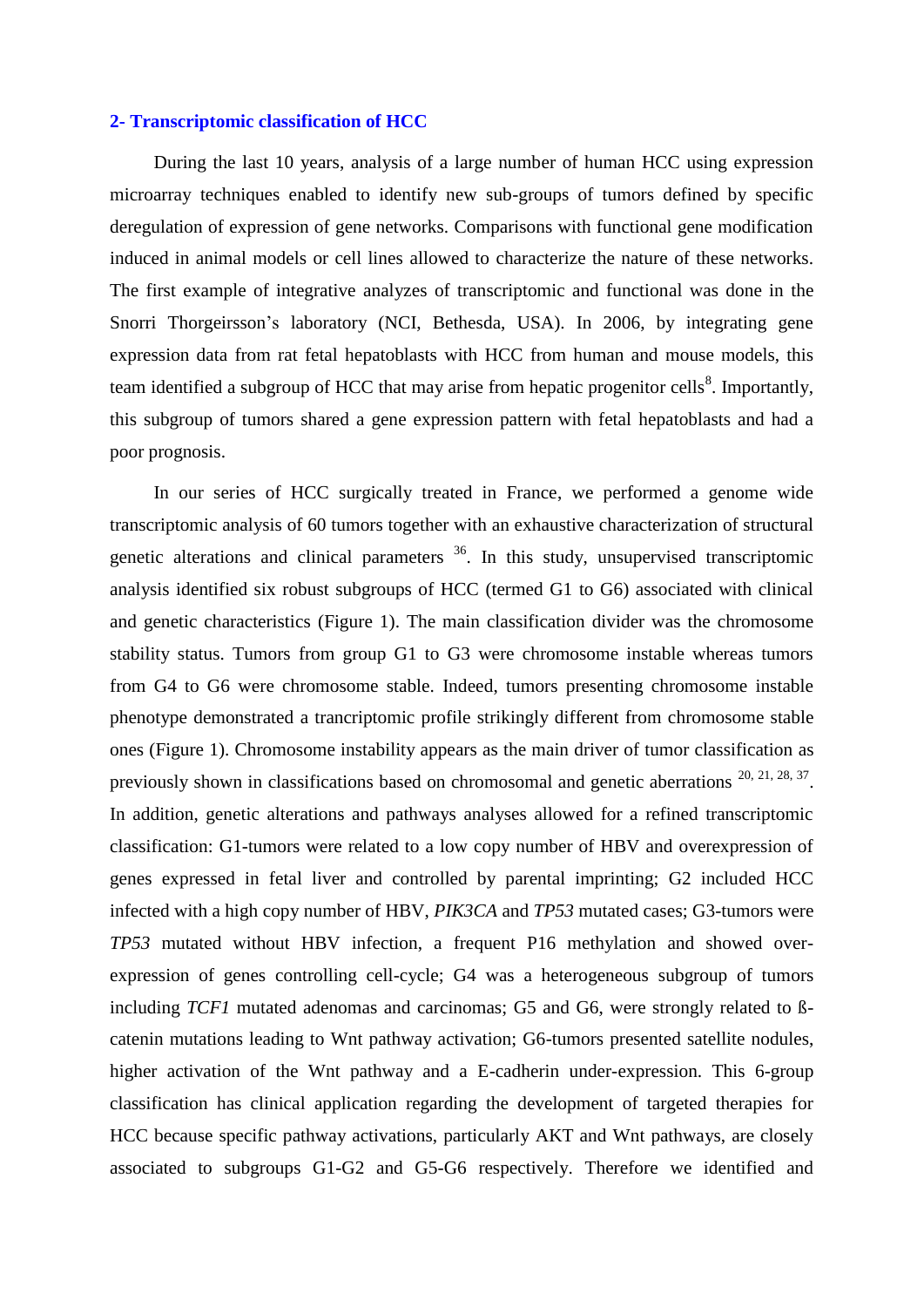## 2- Transcriptomic classification of HCC

During the last 10 years, analysis of a large number of human HCC using expression microarray techniques enabled to identify new sub-groups of tumors defined by specific deregulation of expression of gene networks. Comparisons with functional gene modification induced in animal models or cell lines allowed to characterize the nature of these networks. The first example of integrative analyzes of transcriptomic and functional was done in the Snorri Thorgeirsson's laboratory (NCI, Bethesda, USA). In 2006, by integrating gene expression data from rat fetal hepatoblasts with HCC from human and mouse models, this team identified a subgroup of HCC that may arise from hepatic progenitor cells[8]. Importantly, this subgroup of tumors shared a gene expression pattern with fetal hepatoblasts and had a poor prognosis.

In our series of HCC surgically treated in France, we performed a genome wide transcriptomic analysis of 60 tumors together with an exhaustive characterization of structural genetic alterations and clinical parameters [36]. In this study, unsupervised transcriptomic analysis identified six robust subgroups of HCC (termed G1 to G6) associated with clinical and genetic characteristics (Figure 1). The main classification divider was the chromosome stability status. Tumors from group G1 to G3 were chromosome instable whereas tumors from G4 to G6 were chromosome stable. Indeed, tumors presenting chromosome instable phenotype demonstrated a trancriptomic profile strikingly different from chromosome stable ones (Figure 1). Chromosome instability appears as the main driver of tumor classification as previously shown in classifications based on chromosomal and genetic aberrations [20, 21, 28, 37]. In addition, genetic alterations and pathways analyses allowed for a refined transcriptomic classification: G1-tumors were related to a low copy number of HBV and overexpression of genes expressed in fetal liver and controlled by parental imprinting; G2 included HCC infected with a high copy number of HBV, *PIK3CA* and *TP53* mutated cases; G3-tumors were *TP53* mutated without HBV infection, a frequent P16 methylation and showed over-expression of genes controlling cell-cycle; G4 was a heterogeneous subgroup of tumors including *TCF1* mutated adenomas and carcinomas; G5 and G6, were strongly related to ß-catenin mutations leading to Wnt pathway activation; G6-tumors presented satellite nodules, higher activation of the Wnt pathway and a E-cadherin under-expression. This 6-group classification has clinical application regarding the development of targeted therapies for HCC because specific pathway activations, particularly AKT and Wnt pathways, are closely associated to subgroups G1-G2 and G5-G6 respectively. Therefore we identified and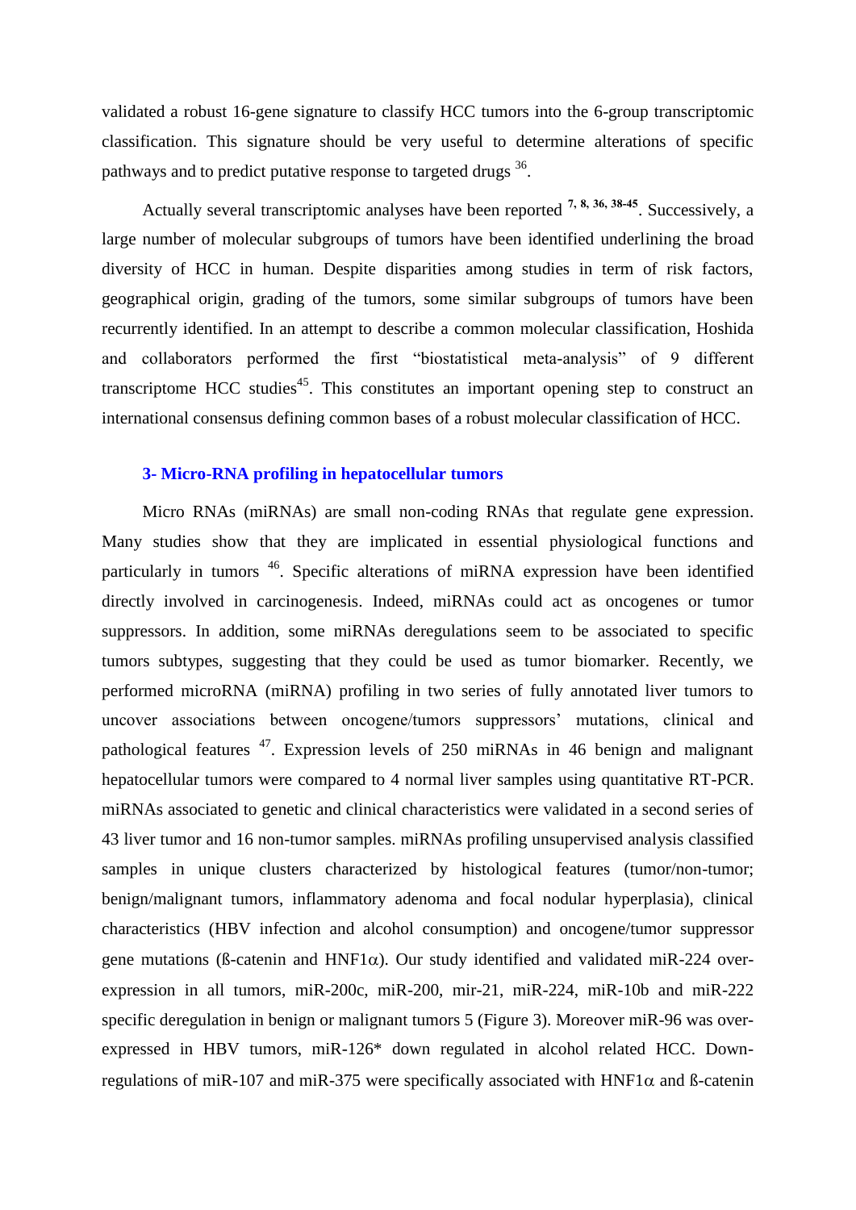validated a robust 16-gene signature to classify HCC tumors into the 6-group transcriptomic classification. This signature should be very useful to determine alterations of specific pathways and to predict putative response to targeted drugs [36].

Actually several transcriptomic analyses have been reported [7, 8, 36, 38-45]. Successively, a large number of molecular subgroups of tumors have been identified underlining the broad diversity of HCC in human. Despite disparities among studies in term of risk factors, geographical origin, grading of the tumors, some similar subgroups of tumors have been recurrently identified. In an attempt to describe a common molecular classification, Hoshida and collaborators performed the first "biostatistical meta-analysis" of 9 different transcriptome HCC studies[45]. This constitutes an important opening step to construct an international consensus defining common bases of a robust molecular classification of HCC.

### 3- Micro-RNA profiling in hepatocellular tumors

Micro RNAs (miRNAs) are small non-coding RNAs that regulate gene expression. Many studies show that they are implicated in essential physiological functions and particularly in tumors [46]. Specific alterations of miRNA expression have been identified directly involved in carcinogenesis. Indeed, miRNAs could act as oncogenes or tumor suppressors. In addition, some miRNAs deregulations seem to be associated to specific tumors subtypes, suggesting that they could be used as tumor biomarker. Recently, we performed microRNA (miRNA) profiling in two series of fully annotated liver tumors to uncover associations between oncogene/tumors suppressors' mutations, clinical and pathological features [47]. Expression levels of 250 miRNAs in 46 benign and malignant hepatocellular tumors were compared to 4 normal liver samples using quantitative RT-PCR. miRNAs associated to genetic and clinical characteristics were validated in a second series of 43 liver tumor and 16 non-tumor samples. miRNAs profiling unsupervised analysis classified samples in unique clusters characterized by histological features (tumor/non-tumor; benign/malignant tumors, inflammatory adenoma and focal nodular hyperplasia), clinical characteristics (HBV infection and alcohol consumption) and oncogene/tumor suppressor gene mutations (ß-catenin and HNF1α). Our study identified and validated miR-224 over-expression in all tumors, miR-200c, miR-200, mir-21, miR-224, miR-10b and miR-222 specific deregulation in benign or malignant tumors 5 (Figure 3). Moreover miR-96 was over-expressed in HBV tumors, miR-126* down regulated in alcohol related HCC. Down-regulations of miR-107 and miR-375 were specifically associated with HNF1α and ß-catenin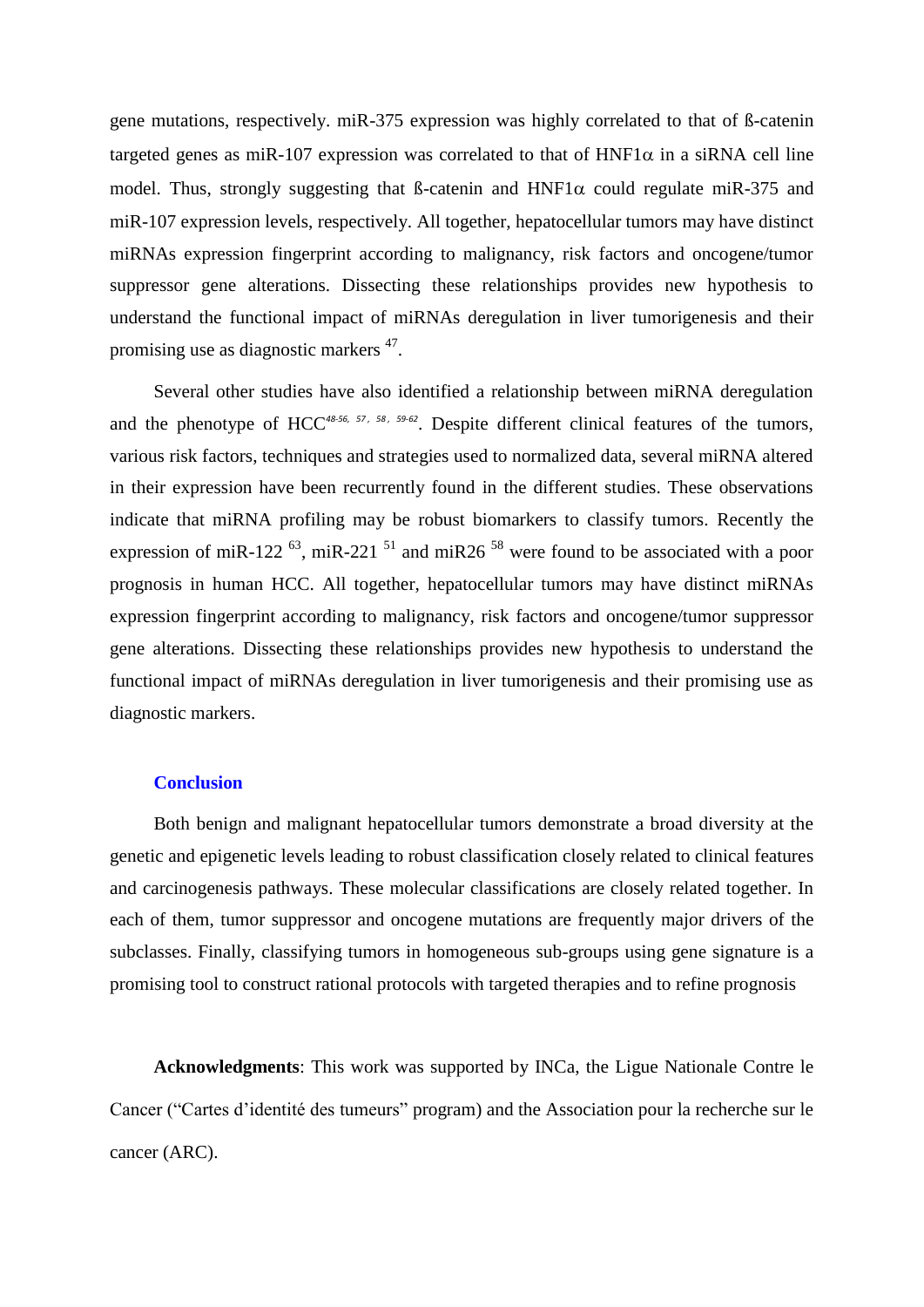gene mutations, respectively. miR-375 expression was highly correlated to that of ß-catenin targeted genes as miR-107 expression was correlated to that of HNF1$\alpha$ in a siRNA cell line model. Thus, strongly suggesting that ß-catenin and HNF1$\alpha$ could regulate miR-375 and miR-107 expression levels, respectively. All together, hepatocellular tumors may have distinct miRNAs expression fingerprint according to malignancy, risk factors and oncogene/tumor suppressor gene alterations. Dissecting these relationships provides new hypothesis to understand the functional impact of miRNAs deregulation in liver tumorigenesis and their promising use as diagnostic markers [47].

Several other studies have also identified a relationship between miRNA deregulation and the phenotype of HCC[48-56, 57, 58, 59-62]. Despite different clinical features of the tumors, various risk factors, techniques and strategies used to normalized data, several miRNA altered in their expression have been recurrently found in the different studies. These observations indicate that miRNA profiling may be robust biomarkers to classify tumors. Recently the expression of miR-122 [63], miR-221 [51] and miR26 [58] were found to be associated with a poor prognosis in human HCC. All together, hepatocellular tumors may have distinct miRNAs expression fingerprint according to malignancy, risk factors and oncogene/tumor suppressor gene alterations. Dissecting these relationships provides new hypothesis to understand the functional impact of miRNAs deregulation in liver tumorigenesis and their promising use as diagnostic markers.

## Conclusion

Both benign and malignant hepatocellular tumors demonstrate a broad diversity at the genetic and epigenetic levels leading to robust classification closely related to clinical features and carcinogenesis pathways. These molecular classifications are closely related together. In each of them, tumor suppressor and oncogene mutations are frequently major drivers of the subclasses. Finally, classifying tumors in homogeneous sub-groups using gene signature is a promising tool to construct rational protocols with targeted therapies and to refine prognosis

**Acknowledgments**: This work was supported by INCa, the Ligue Nationale Contre le Cancer ("Cartes d'identité des tumeurs" program) and the Association pour la recherche sur le cancer (ARC).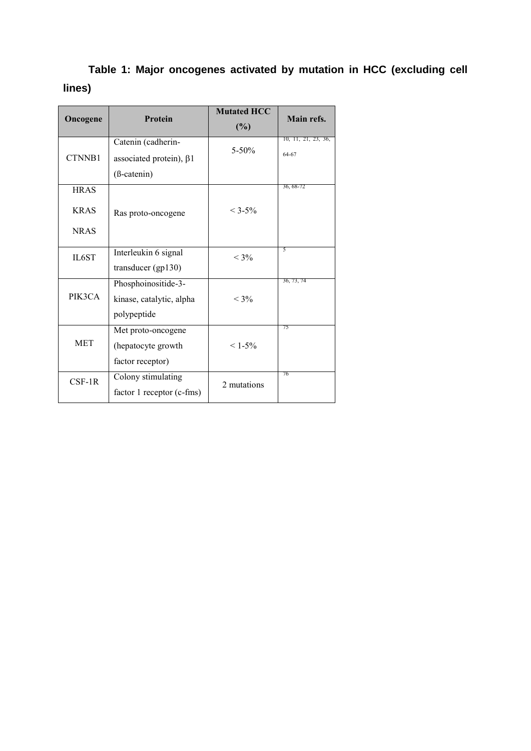**Table 1: Major oncogenes activated by mutation in HCC (excluding cell lines)**

| Oncogene | Protein | Mutated HCC (%) | Main refs. |
|---|---|---|---|
| CTNNB1 | Catenin (cadherin-associated protein), β1 (ß-catenin) | 5-50% | 10, 11, 21, 23, 36, 64-67 |
| HRAS<br>KRAS<br>NRAS | Ras proto-oncogene | < 3-5% | 36, 68-72 |
| IL6ST | Interleukin 6 signal transducer (gp130) | < 3% | 5 |
| PIK3CA | Phosphoinositide-3-kinase, catalytic, alpha polypeptide | < 3% | 36, 73, 74 |
| MET | Met proto-oncogene (hepatocyte growth factor receptor) | < 1-5% | 75 |
| CSF-1R | Colony stimulating factor 1 receptor (c-fms) | 2 mutations | 76 |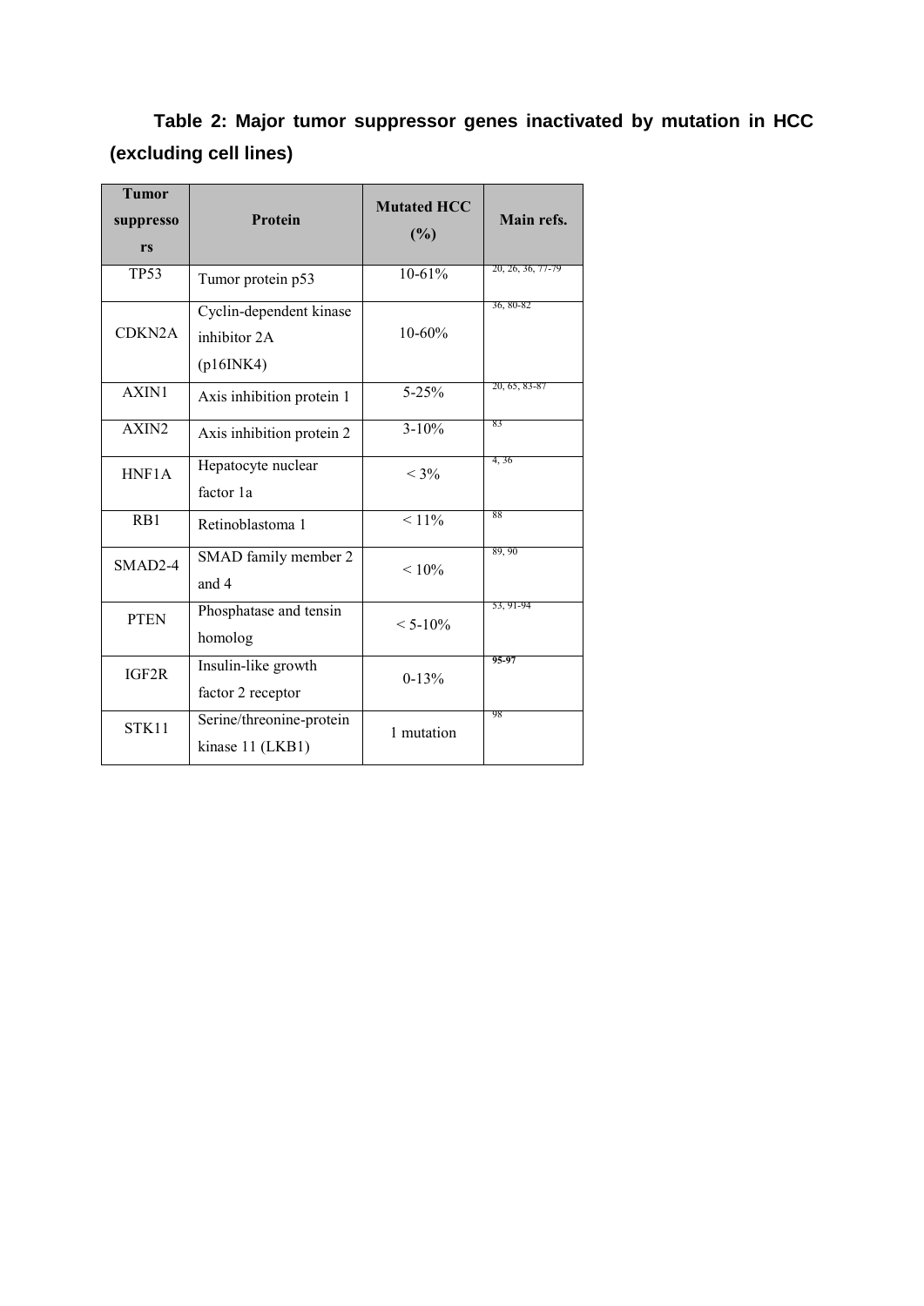**Table 2: Major tumor suppressor genes inactivated by mutation in HCC (excluding cell lines)**

| Tumor suppressors | Protein | Mutated HCC (%) | Main refs. |
|---|---|---|---|
| TP53 | Tumor protein p53 | 10-61% | 20, 26, 36, 77-79 |
| CDKN2A | Cyclin-dependent kinase inhibitor 2A (p16INK4) | 10-60% | 36, 80-82 |
| AXIN1 | Axis inhibition protein 1 | 5-25% | 20, 65, 83-87 |
| AXIN2 | Axis inhibition protein 2 | 3-10% | 83 |
| HNF1A | Hepatocyte nuclear factor 1a | < 3% | 4, 36 |
| RB1 | Retinoblastoma 1 | < 11% | 88 |
| SMAD2-4 | SMAD family member 2 and 4 | < 10% | 89, 90 |
| PTEN | Phosphatase and tensin homolog | < 5-10% | 53, 91-94 |
| IGF2R | Insulin-like growth factor 2 receptor | 0-13% | **95-97** |
| STK11 | Serine/threonine-protein kinase 11 (LKB1) | 1 mutation | 98 |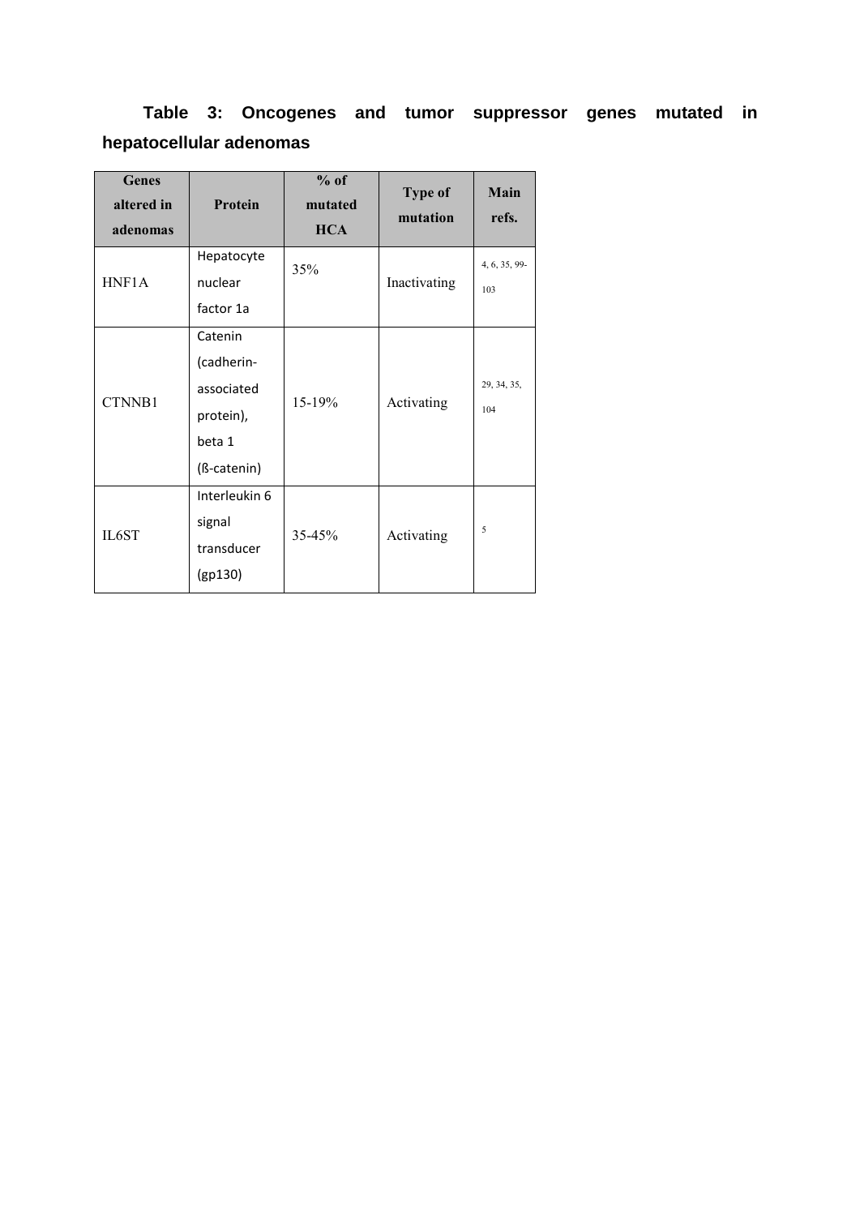**Table 3: Oncogenes and tumor suppressor genes mutated in hepatocellular adenomas**

| Genes altered in adenomas | Protein | % of mutated HCA | Type of mutation | Main refs. |
|---|---|---|---|---|
| HNF1A | Hepatocyte nuclear factor 1a | 35% | Inactivating | 4, 6, 35, 99-103 |
| CTNNB1 | Catenin (cadherin-associated protein), beta 1 (ß-catenin) | 15-19% | Activating | 29, 34, 35, 104 |
| IL6ST | Interleukin 6 signal transducer (gp130) | 35-45% | Activating | 5 |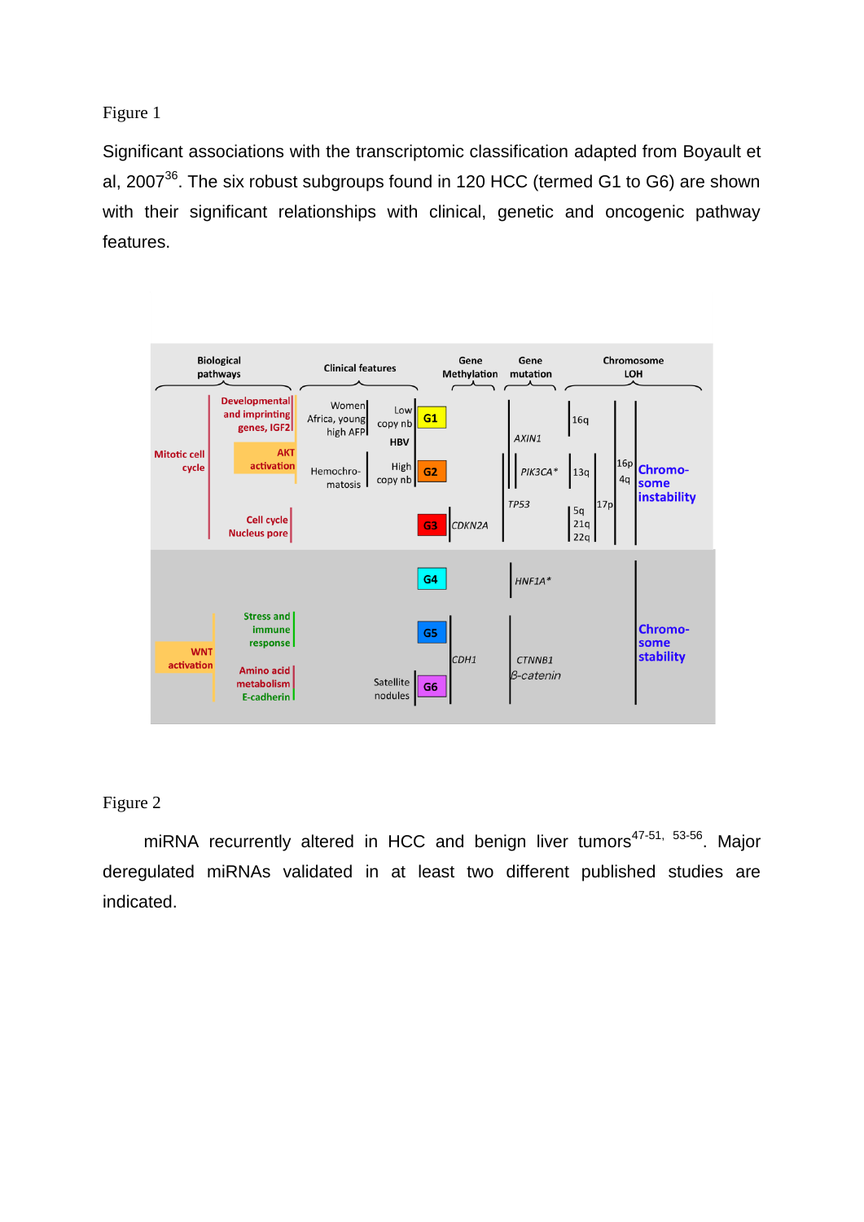Figure 1

Significant associations with the transcriptomic classification adapted from Boyault et al, 2007[36]. The six robust subgroups found in 120 HCC (termed G1 to G6) are shown with their significant relationships with clinical, genetic and oncogenic pathway features.

Biological pathways
Clinical features
Gene Methylation
Gene mutation
Chromosome LOH

Developmental and imprinting genes, IGF2
Mitotic cell cycle
AKT activation
Cell cycle Nucleus pore
Women Africa, young high AFP
Low copy nb
HBV
Hemochromatosis
High copy nb
G1
G2
G3
CDKN2A
AXIN1
PIK3CA*
TP53
16q
13q
5q 21q 22q
17p
16p 4q
Chromosome instability

G4
HNF1A*
Stress and immune response
WNT activation
Amino acid metabolism E-cadherin
G5
CDH1
Satellite nodules
G6
CTNNB1 β-catenin
Chromosome stability

Figure 2

miRNA recurrently altered in HCC and benign liver tumors[47-51, 53-56]. Major deregulated miRNAs validated in at least two different published studies are indicated.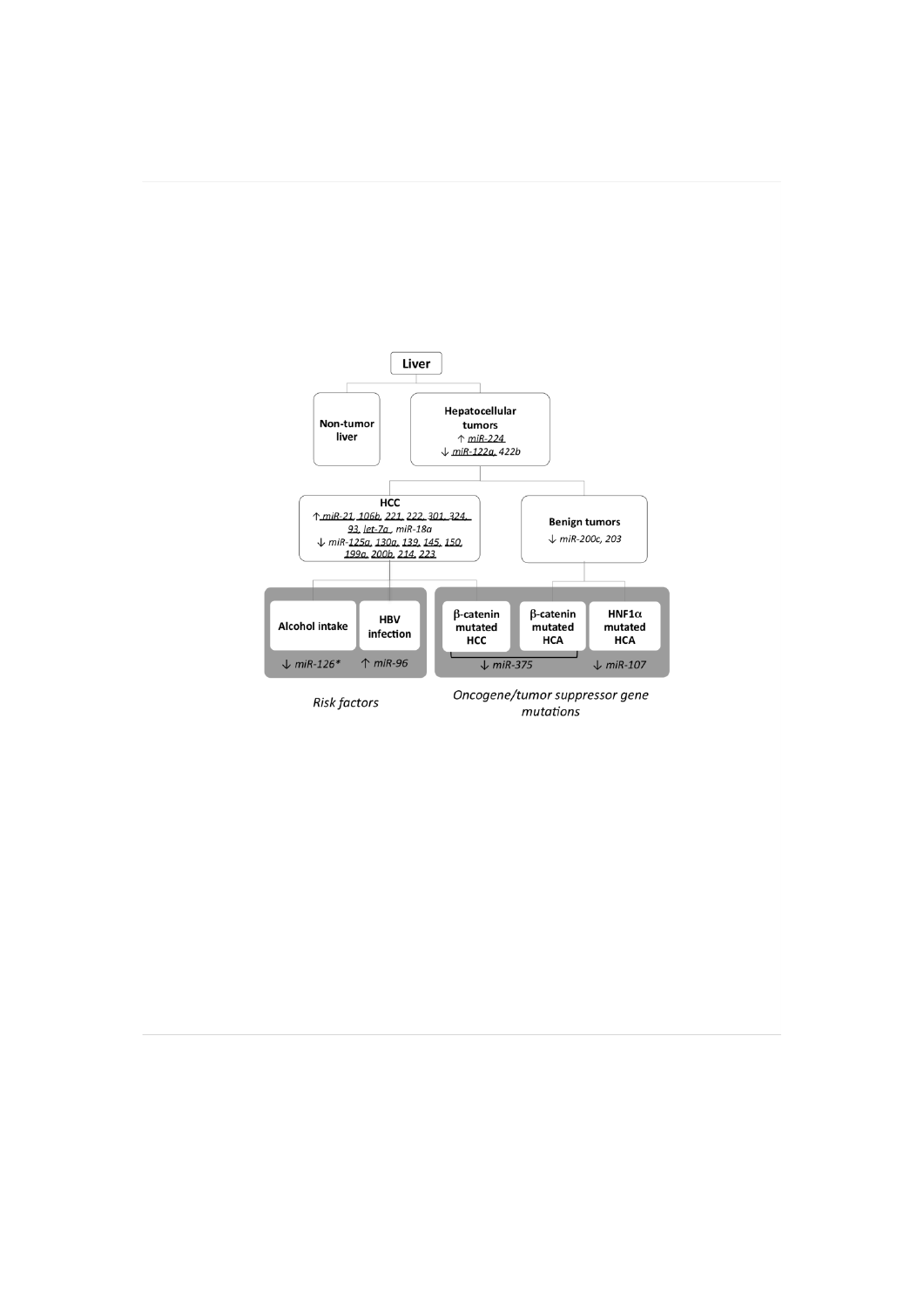Liver

Non-tumor liver

Hepatocellular tumors
↑ *miR-224*
↓ *miR-122a, 422b*

HCC
↑ *miR-21, 106b, 221, 222, 301, 324, 93, let-7a, miR-18a*
↓ *miR-125a, 130a, 139, 145, 150, 199a, 200b, 214, 223*

Benign tumors
↓ *miR-200c, 203*

Alcohol intake
↓ *miR-126**

HBV infection
↑ *miR-96*

β-catenin mutated HCC

β-catenin mutated HCA

↓ *miR-375*

HNF1α mutated HCA
↓ *miR-107*

*Risk factors*

*Oncogene/tumor suppressor gene mutations*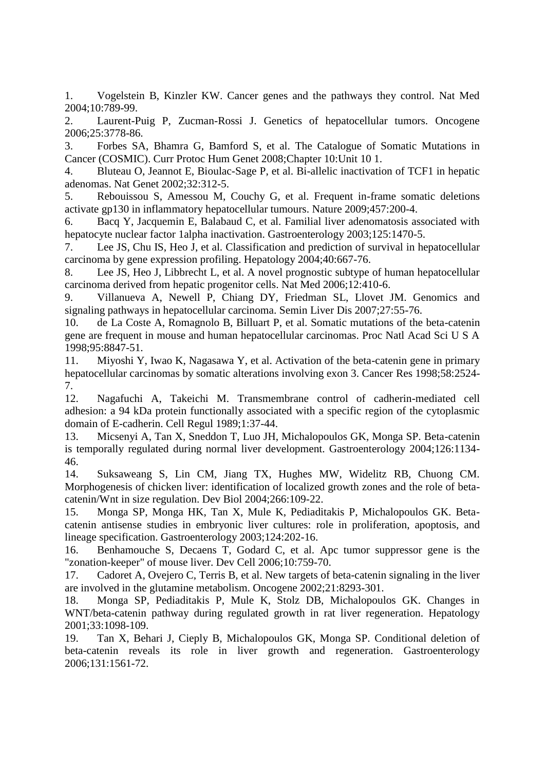1. Vogelstein B, Kinzler KW. Cancer genes and the pathways they control. Nat Med 2004;10:789-99.
2. Laurent-Puig P, Zucman-Rossi J. Genetics of hepatocellular tumors. Oncogene 2006;25:3778-86.
3. Forbes SA, Bhamra G, Bamford S, et al. The Catalogue of Somatic Mutations in Cancer (COSMIC). Curr Protoc Hum Genet 2008;Chapter 10:Unit 10 1.
4. Bluteau O, Jeannot E, Bioulac-Sage P, et al. Bi-allelic inactivation of TCF1 in hepatic adenomas. Nat Genet 2002;32:312-5.
5. Rebouissou S, Amessou M, Couchy G, et al. Frequent in-frame somatic deletions activate gp130 in inflammatory hepatocellular tumours. Nature 2009;457:200-4.
6. Bacq Y, Jacquemin E, Balabaud C, et al. Familial liver adenomatosis associated with hepatocyte nuclear factor 1alpha inactivation. Gastroenterology 2003;125:1470-5.
7. Lee JS, Chu IS, Heo J, et al. Classification and prediction of survival in hepatocellular carcinoma by gene expression profiling. Hepatology 2004;40:667-76.
8. Lee JS, Heo J, Libbrecht L, et al. A novel prognostic subtype of human hepatocellular carcinoma derived from hepatic progenitor cells. Nat Med 2006;12:410-6.
9. Villanueva A, Newell P, Chiang DY, Friedman SL, Llovet JM. Genomics and signaling pathways in hepatocellular carcinoma. Semin Liver Dis 2007;27:55-76.
10. de La Coste A, Romagnolo B, Billuart P, et al. Somatic mutations of the beta-catenin gene are frequent in mouse and human hepatocellular carcinomas. Proc Natl Acad Sci U S A 1998;95:8847-51.
11. Miyoshi Y, Iwao K, Nagasawa Y, et al. Activation of the beta-catenin gene in primary hepatocellular carcinomas by somatic alterations involving exon 3. Cancer Res 1998;58:2524-7.
12. Nagafuchi A, Takeichi M. Transmembrane control of cadherin-mediated cell adhesion: a 94 kDa protein functionally associated with a specific region of the cytoplasmic domain of E-cadherin. Cell Regul 1989;1:37-44.
13. Micsenyi A, Tan X, Sneddon T, Luo JH, Michalopoulos GK, Monga SP. Beta-catenin is temporally regulated during normal liver development. Gastroenterology 2004;126:1134-46.
14. Suksaweang S, Lin CM, Jiang TX, Hughes MW, Widelitz RB, Chuong CM. Morphogenesis of chicken liver: identification of localized growth zones and the role of beta-catenin/Wnt in size regulation. Dev Biol 2004;266:109-22.
15. Monga SP, Monga HK, Tan X, Mule K, Pediaditakis P, Michalopoulos GK. Beta-catenin antisense studies in embryonic liver cultures: role in proliferation, apoptosis, and lineage specification. Gastroenterology 2003;124:202-16.
16. Benhamouche S, Decaens T, Godard C, et al. Apc tumor suppressor gene is the "zonation-keeper" of mouse liver. Dev Cell 2006;10:759-70.
17. Cadoret A, Ovejero C, Terris B, et al. New targets of beta-catenin signaling in the liver are involved in the glutamine metabolism. Oncogene 2002;21:8293-301.
18. Monga SP, Pediaditakis P, Mule K, Stolz DB, Michalopoulos GK. Changes in WNT/beta-catenin pathway during regulated growth in rat liver regeneration. Hepatology 2001;33:1098-109.
19. Tan X, Behari J, Cieply B, Michalopoulos GK, Monga SP. Conditional deletion of beta-catenin reveals its role in liver growth and regeneration. Gastroenterology 2006;131:1561-72.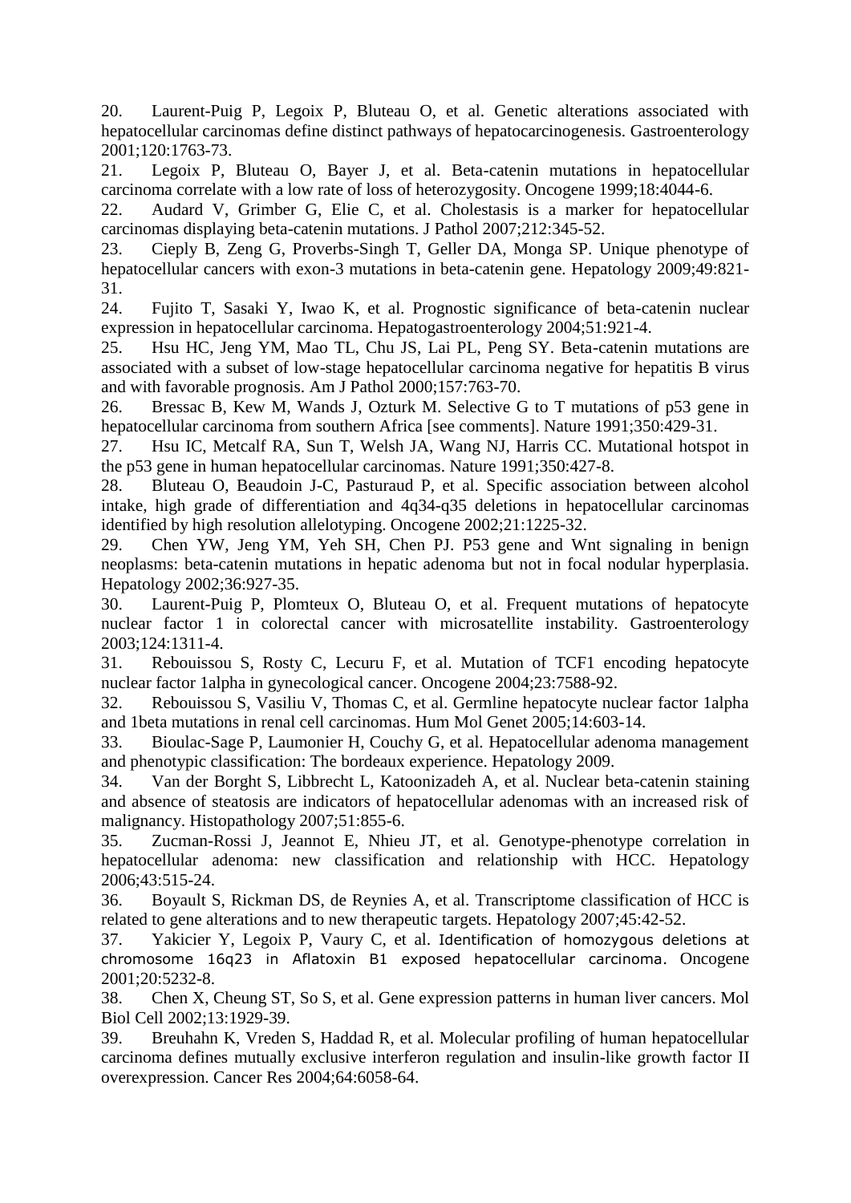20. Laurent-Puig P, Legoix P, Bluteau O, et al. Genetic alterations associated with hepatocellular carcinomas define distinct pathways of hepatocarcinogenesis. Gastroenterology 2001;120:1763-73.

21. Legoix P, Bluteau O, Bayer J, et al. Beta-catenin mutations in hepatocellular carcinoma correlate with a low rate of loss of heterozygosity. Oncogene 1999;18:4044-6.

22. Audard V, Grimber G, Elie C, et al. Cholestasis is a marker for hepatocellular carcinomas displaying beta-catenin mutations. J Pathol 2007;212:345-52.

23. Cieply B, Zeng G, Proverbs-Singh T, Geller DA, Monga SP. Unique phenotype of hepatocellular cancers with exon-3 mutations in beta-catenin gene. Hepatology 2009;49:821-31.

24. Fujito T, Sasaki Y, Iwao K, et al. Prognostic significance of beta-catenin nuclear expression in hepatocellular carcinoma. Hepatogastroenterology 2004;51:921-4.

25. Hsu HC, Jeng YM, Mao TL, Chu JS, Lai PL, Peng SY. Beta-catenin mutations are associated with a subset of low-stage hepatocellular carcinoma negative for hepatitis B virus and with favorable prognosis. Am J Pathol 2000;157:763-70.

26. Bressac B, Kew M, Wands J, Ozturk M. Selective G to T mutations of p53 gene in hepatocellular carcinoma from southern Africa [see comments]. Nature 1991;350:429-31.

27. Hsu IC, Metcalf RA, Sun T, Welsh JA, Wang NJ, Harris CC. Mutational hotspot in the p53 gene in human hepatocellular carcinomas. Nature 1991;350:427-8.

28. Bluteau O, Beaudoin J-C, Pasturaud P, et al. Specific association between alcohol intake, high grade of differentiation and 4q34-q35 deletions in hepatocellular carcinomas identified by high resolution allelotyping. Oncogene 2002;21:1225-32.

29. Chen YW, Jeng YM, Yeh SH, Chen PJ. P53 gene and Wnt signaling in benign neoplasms: beta-catenin mutations in hepatic adenoma but not in focal nodular hyperplasia. Hepatology 2002;36:927-35.

30. Laurent-Puig P, Plomteux O, Bluteau O, et al. Frequent mutations of hepatocyte nuclear factor 1 in colorectal cancer with microsatellite instability. Gastroenterology 2003;124:1311-4.

31. Rebouissou S, Rosty C, Lecuru F, et al. Mutation of TCF1 encoding hepatocyte nuclear factor 1alpha in gynecological cancer. Oncogene 2004;23:7588-92.

32. Rebouissou S, Vasiliu V, Thomas C, et al. Germline hepatocyte nuclear factor 1alpha and 1beta mutations in renal cell carcinomas. Hum Mol Genet 2005;14:603-14.

33. Bioulac-Sage P, Laumonier H, Couchy G, et al. Hepatocellular adenoma management and phenotypic classification: The bordeaux experience. Hepatology 2009.

34. Van der Borght S, Libbrecht L, Katoonizadeh A, et al. Nuclear beta-catenin staining and absence of steatosis are indicators of hepatocellular adenomas with an increased risk of malignancy. Histopathology 2007;51:855-6.

35. Zucman-Rossi J, Jeannot E, Nhieu JT, et al. Genotype-phenotype correlation in hepatocellular adenoma: new classification and relationship with HCC. Hepatology 2006;43:515-24.

36. Boyault S, Rickman DS, de Reynies A, et al. Transcriptome classification of HCC is related to gene alterations and to new therapeutic targets. Hepatology 2007;45:42-52.

37. Yakicier Y, Legoix P, Vaury C, et al. Identification of homozygous deletions at chromosome 16q23 in Aflatoxin B1 exposed hepatocellular carcinoma. Oncogene 2001;20:5232-8.

38. Chen X, Cheung ST, So S, et al. Gene expression patterns in human liver cancers. Mol Biol Cell 2002;13:1929-39.

39. Breuhahn K, Vreden S, Haddad R, et al. Molecular profiling of human hepatocellular carcinoma defines mutually exclusive interferon regulation and insulin-like growth factor II overexpression. Cancer Res 2004;64:6058-64.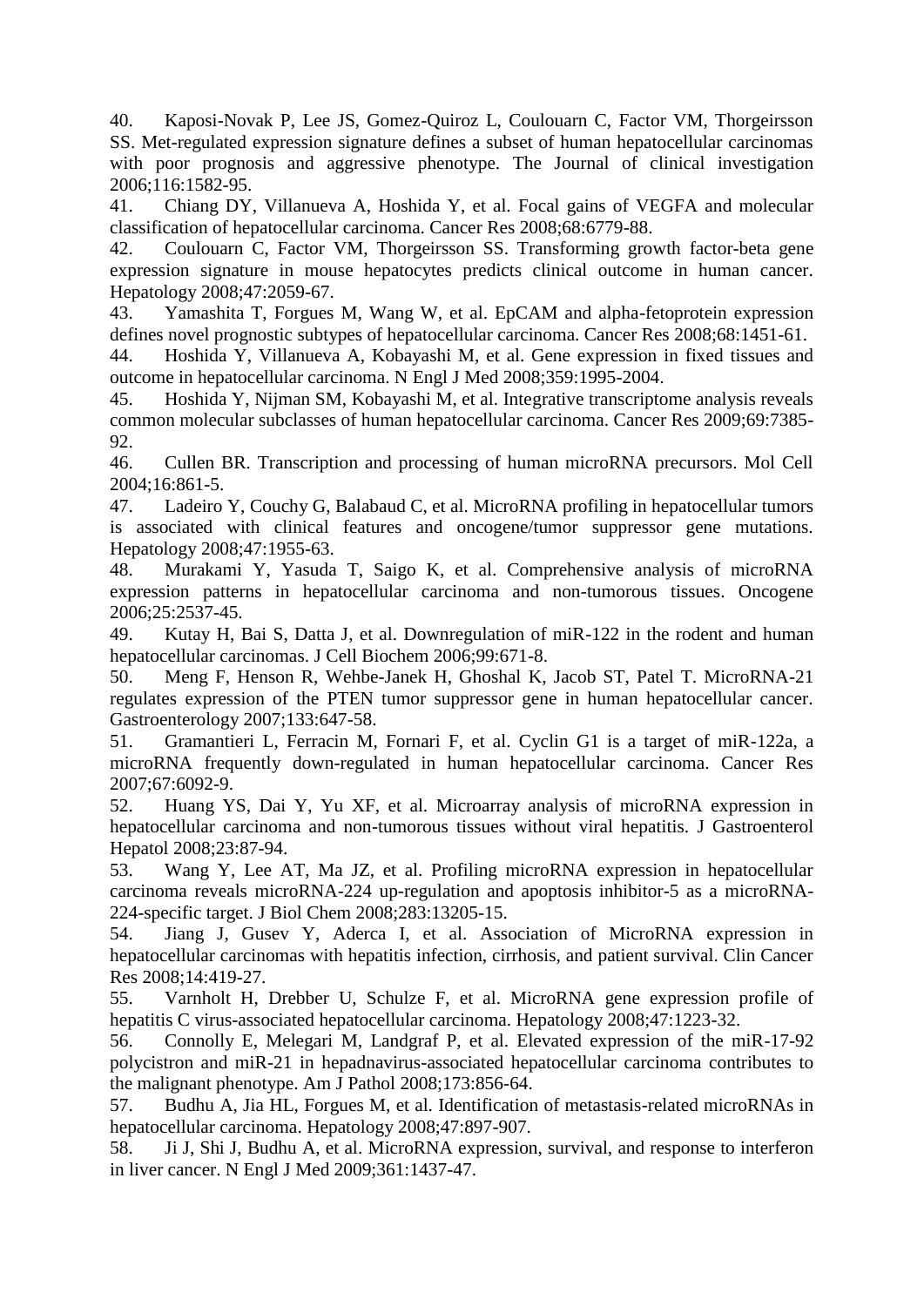40. Kaposi-Novak P, Lee JS, Gomez-Quiroz L, Coulouarn C, Factor VM, Thorgeirsson SS. Met-regulated expression signature defines a subset of human hepatocellular carcinomas with poor prognosis and aggressive phenotype. The Journal of clinical investigation 2006;116:1582-95.
41. Chiang DY, Villanueva A, Hoshida Y, et al. Focal gains of VEGFA and molecular classification of hepatocellular carcinoma. Cancer Res 2008;68:6779-88.
42. Coulouarn C, Factor VM, Thorgeirsson SS. Transforming growth factor-beta gene expression signature in mouse hepatocytes predicts clinical outcome in human cancer. Hepatology 2008;47:2059-67.
43. Yamashita T, Forgues M, Wang W, et al. EpCAM and alpha-fetoprotein expression defines novel prognostic subtypes of hepatocellular carcinoma. Cancer Res 2008;68:1451-61.
44. Hoshida Y, Villanueva A, Kobayashi M, et al. Gene expression in fixed tissues and outcome in hepatocellular carcinoma. N Engl J Med 2008;359:1995-2004.
45. Hoshida Y, Nijman SM, Kobayashi M, et al. Integrative transcriptome analysis reveals common molecular subclasses of human hepatocellular carcinoma. Cancer Res 2009;69:7385-92.
46. Cullen BR. Transcription and processing of human microRNA precursors. Mol Cell 2004;16:861-5.
47. Ladeiro Y, Couchy G, Balabaud C, et al. MicroRNA profiling in hepatocellular tumors is associated with clinical features and oncogene/tumor suppressor gene mutations. Hepatology 2008;47:1955-63.
48. Murakami Y, Yasuda T, Saigo K, et al. Comprehensive analysis of microRNA expression patterns in hepatocellular carcinoma and non-tumorous tissues. Oncogene 2006;25:2537-45.
49. Kutay H, Bai S, Datta J, et al. Downregulation of miR-122 in the rodent and human hepatocellular carcinomas. J Cell Biochem 2006;99:671-8.
50. Meng F, Henson R, Wehbe-Janek H, Ghoshal K, Jacob ST, Patel T. MicroRNA-21 regulates expression of the PTEN tumor suppressor gene in human hepatocellular cancer. Gastroenterology 2007;133:647-58.
51. Gramantieri L, Ferracin M, Fornari F, et al. Cyclin G1 is a target of miR-122a, a microRNA frequently down-regulated in human hepatocellular carcinoma. Cancer Res 2007;67:6092-9.
52. Huang YS, Dai Y, Yu XF, et al. Microarray analysis of microRNA expression in hepatocellular carcinoma and non-tumorous tissues without viral hepatitis. J Gastroenterol Hepatol 2008;23:87-94.
53. Wang Y, Lee AT, Ma JZ, et al. Profiling microRNA expression in hepatocellular carcinoma reveals microRNA-224 up-regulation and apoptosis inhibitor-5 as a microRNA-224-specific target. J Biol Chem 2008;283:13205-15.
54. Jiang J, Gusev Y, Aderca I, et al. Association of MicroRNA expression in hepatocellular carcinomas with hepatitis infection, cirrhosis, and patient survival. Clin Cancer Res 2008;14:419-27.
55. Varnholt H, Drebber U, Schulze F, et al. MicroRNA gene expression profile of hepatitis C virus-associated hepatocellular carcinoma. Hepatology 2008;47:1223-32.
56. Connolly E, Melegari M, Landgraf P, et al. Elevated expression of the miR-17-92 polycistron and miR-21 in hepadnavirus-associated hepatocellular carcinoma contributes to the malignant phenotype. Am J Pathol 2008;173:856-64.
57. Budhu A, Jia HL, Forgues M, et al. Identification of metastasis-related microRNAs in hepatocellular carcinoma. Hepatology 2008;47:897-907.
58. Ji J, Shi J, Budhu A, et al. MicroRNA expression, survival, and response to interferon in liver cancer. N Engl J Med 2009;361:1437-47.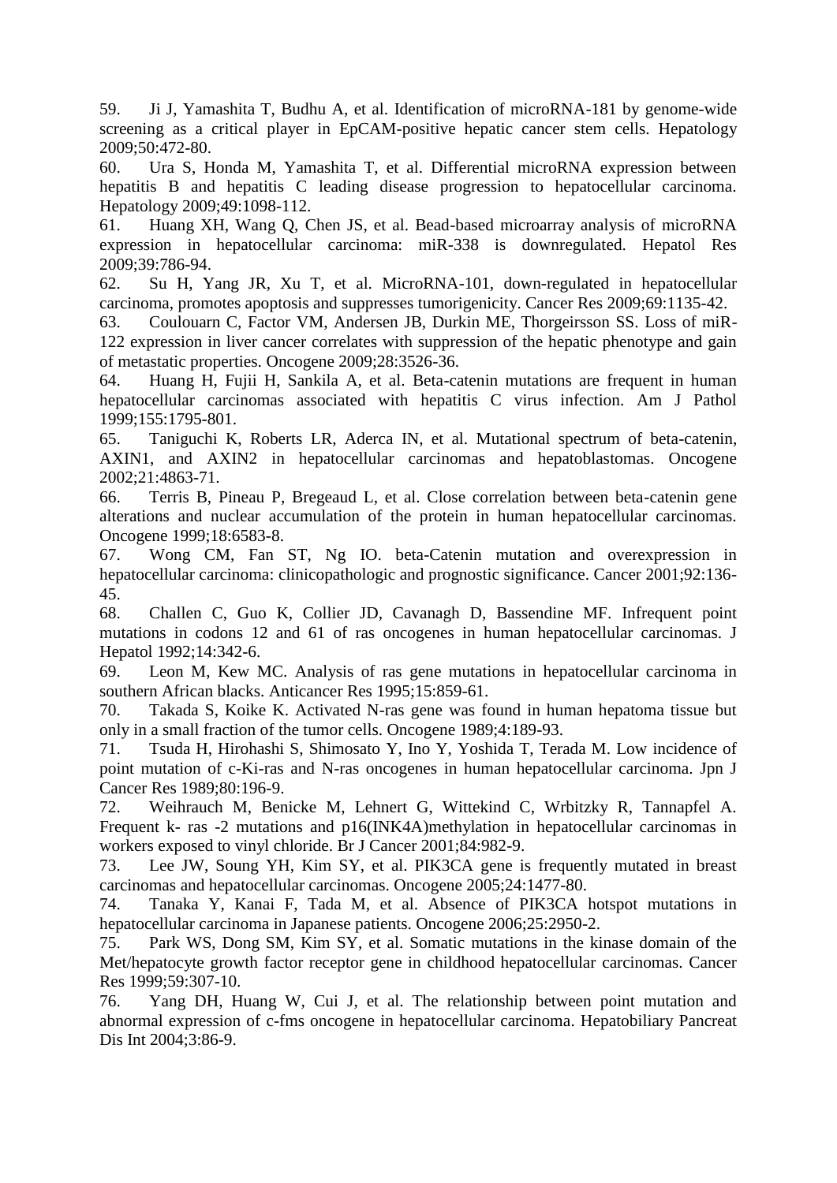59. Ji J, Yamashita T, Budhu A, et al. Identification of microRNA-181 by genome-wide screening as a critical player in EpCAM-positive hepatic cancer stem cells. Hepatology 2009;50:472-80.

60. Ura S, Honda M, Yamashita T, et al. Differential microRNA expression between hepatitis B and hepatitis C leading disease progression to hepatocellular carcinoma. Hepatology 2009;49:1098-112.

61. Huang XH, Wang Q, Chen JS, et al. Bead-based microarray analysis of microRNA expression in hepatocellular carcinoma: miR-338 is downregulated. Hepatol Res 2009;39:786-94.

62. Su H, Yang JR, Xu T, et al. MicroRNA-101, down-regulated in hepatocellular carcinoma, promotes apoptosis and suppresses tumorigenicity. Cancer Res 2009;69:1135-42.

63. Coulouarn C, Factor VM, Andersen JB, Durkin ME, Thorgeirsson SS. Loss of miR-122 expression in liver cancer correlates with suppression of the hepatic phenotype and gain of metastatic properties. Oncogene 2009;28:3526-36.

64. Huang H, Fujii H, Sankila A, et al. Beta-catenin mutations are frequent in human hepatocellular carcinomas associated with hepatitis C virus infection. Am J Pathol 1999;155:1795-801.

65. Taniguchi K, Roberts LR, Aderca IN, et al. Mutational spectrum of beta-catenin, AXIN1, and AXIN2 in hepatocellular carcinomas and hepatoblastomas. Oncogene 2002;21:4863-71.

66. Terris B, Pineau P, Bregeaud L, et al. Close correlation between beta-catenin gene alterations and nuclear accumulation of the protein in human hepatocellular carcinomas. Oncogene 1999;18:6583-8.

67. Wong CM, Fan ST, Ng IO. beta-Catenin mutation and overexpression in hepatocellular carcinoma: clinicopathologic and prognostic significance. Cancer 2001;92:136-45.

68. Challen C, Guo K, Collier JD, Cavanagh D, Bassendine MF. Infrequent point mutations in codons 12 and 61 of ras oncogenes in human hepatocellular carcinomas. J Hepatol 1992;14:342-6.

69. Leon M, Kew MC. Analysis of ras gene mutations in hepatocellular carcinoma in southern African blacks. Anticancer Res 1995;15:859-61.

70. Takada S, Koike K. Activated N-ras gene was found in human hepatoma tissue but only in a small fraction of the tumor cells. Oncogene 1989;4:189-93.

71. Tsuda H, Hirohashi S, Shimosato Y, Ino Y, Yoshida T, Terada M. Low incidence of point mutation of c-Ki-ras and N-ras oncogenes in human hepatocellular carcinoma. Jpn J Cancer Res 1989;80:196-9.

72. Weihrauch M, Benicke M, Lehnert G, Wittekind C, Wrbitzky R, Tannapfel A. Frequent k- ras -2 mutations and p16(INK4A)methylation in hepatocellular carcinomas in workers exposed to vinyl chloride. Br J Cancer 2001;84:982-9.

73. Lee JW, Soung YH, Kim SY, et al. PIK3CA gene is frequently mutated in breast carcinomas and hepatocellular carcinomas. Oncogene 2005;24:1477-80.

74. Tanaka Y, Kanai F, Tada M, et al. Absence of PIK3CA hotspot mutations in hepatocellular carcinoma in Japanese patients. Oncogene 2006;25:2950-2.

75. Park WS, Dong SM, Kim SY, et al. Somatic mutations in the kinase domain of the Met/hepatocyte growth factor receptor gene in childhood hepatocellular carcinomas. Cancer Res 1999;59:307-10.

76. Yang DH, Huang W, Cui J, et al. The relationship between point mutation and abnormal expression of c-fms oncogene in hepatocellular carcinoma. Hepatobiliary Pancreat Dis Int 2004;3:86-9.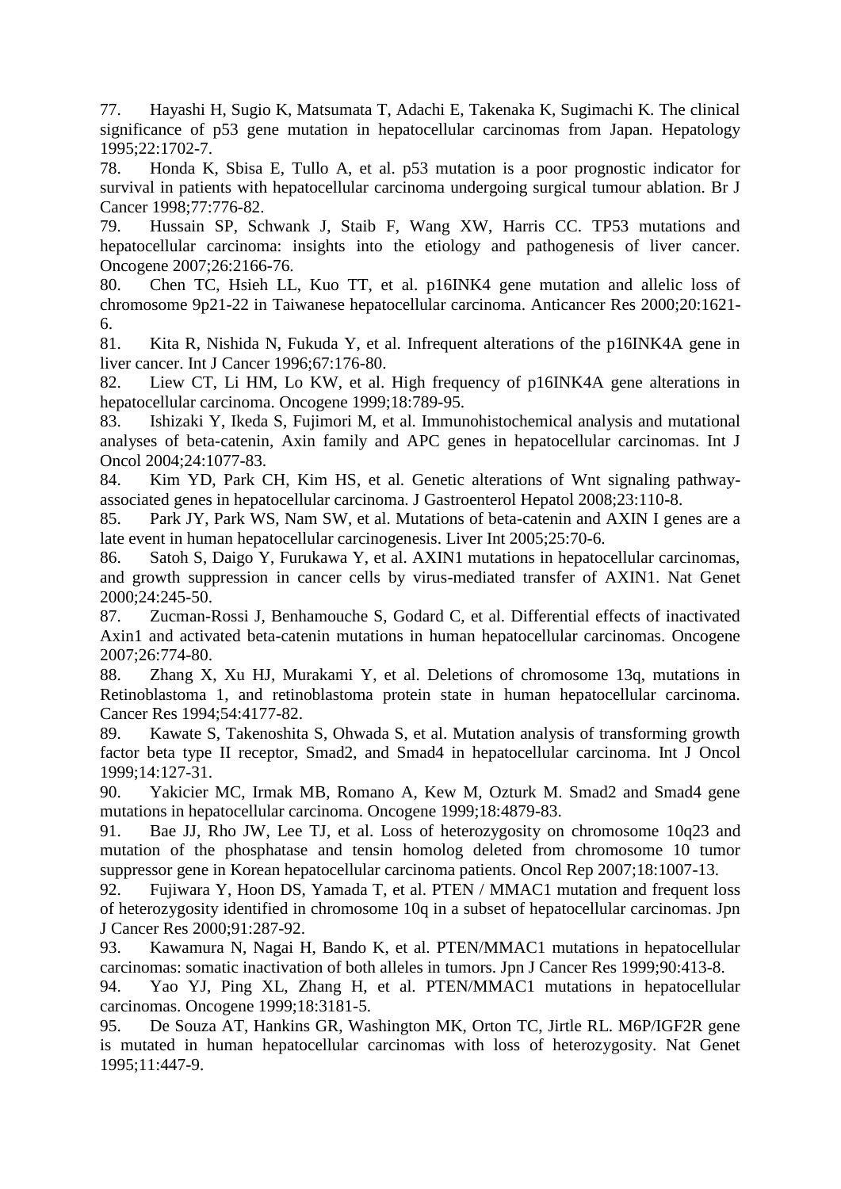77. Hayashi H, Sugio K, Matsumata T, Adachi E, Takenaka K, Sugimachi K. The clinical significance of p53 gene mutation in hepatocellular carcinomas from Japan. Hepatology 1995;22:1702-7.
78. Honda K, Sbisa E, Tullo A, et al. p53 mutation is a poor prognostic indicator for survival in patients with hepatocellular carcinoma undergoing surgical tumour ablation. Br J Cancer 1998;77:776-82.
79. Hussain SP, Schwank J, Staib F, Wang XW, Harris CC. TP53 mutations and hepatocellular carcinoma: insights into the etiology and pathogenesis of liver cancer. Oncogene 2007;26:2166-76.
80. Chen TC, Hsieh LL, Kuo TT, et al. p16INK4 gene mutation and allelic loss of chromosome 9p21-22 in Taiwanese hepatocellular carcinoma. Anticancer Res 2000;20:1621-6.
81. Kita R, Nishida N, Fukuda Y, et al. Infrequent alterations of the p16INK4A gene in liver cancer. Int J Cancer 1996;67:176-80.
82. Liew CT, Li HM, Lo KW, et al. High frequency of p16INK4A gene alterations in hepatocellular carcinoma. Oncogene 1999;18:789-95.
83. Ishizaki Y, Ikeda S, Fujimori M, et al. Immunohistochemical analysis and mutational analyses of beta-catenin, Axin family and APC genes in hepatocellular carcinomas. Int J Oncol 2004;24:1077-83.
84. Kim YD, Park CH, Kim HS, et al. Genetic alterations of Wnt signaling pathway-associated genes in hepatocellular carcinoma. J Gastroenterol Hepatol 2008;23:110-8.
85. Park JY, Park WS, Nam SW, et al. Mutations of beta-catenin and AXIN I genes are a late event in human hepatocellular carcinogenesis. Liver Int 2005;25:70-6.
86. Satoh S, Daigo Y, Furukawa Y, et al. AXIN1 mutations in hepatocellular carcinomas, and growth suppression in cancer cells by virus-mediated transfer of AXIN1. Nat Genet 2000;24:245-50.
87. Zucman-Rossi J, Benhamouche S, Godard C, et al. Differential effects of inactivated Axin1 and activated beta-catenin mutations in human hepatocellular carcinomas. Oncogene 2007;26:774-80.
88. Zhang X, Xu HJ, Murakami Y, et al. Deletions of chromosome 13q, mutations in Retinoblastoma 1, and retinoblastoma protein state in human hepatocellular carcinoma. Cancer Res 1994;54:4177-82.
89. Kawate S, Takenoshita S, Ohwada S, et al. Mutation analysis of transforming growth factor beta type II receptor, Smad2, and Smad4 in hepatocellular carcinoma. Int J Oncol 1999;14:127-31.
90. Yakicier MC, Irmak MB, Romano A, Kew M, Ozturk M. Smad2 and Smad4 gene mutations in hepatocellular carcinoma. Oncogene 1999;18:4879-83.
91. Bae JJ, Rho JW, Lee TJ, et al. Loss of heterozygosity on chromosome 10q23 and mutation of the phosphatase and tensin homolog deleted from chromosome 10 tumor suppressor gene in Korean hepatocellular carcinoma patients. Oncol Rep 2007;18:1007-13.
92. Fujiwara Y, Hoon DS, Yamada T, et al. PTEN / MMAC1 mutation and frequent loss of heterozygosity identified in chromosome 10q in a subset of hepatocellular carcinomas. Jpn J Cancer Res 2000;91:287-92.
93. Kawamura N, Nagai H, Bando K, et al. PTEN/MMAC1 mutations in hepatocellular carcinomas: somatic inactivation of both alleles in tumors. Jpn J Cancer Res 1999;90:413-8.
94. Yao YJ, Ping XL, Zhang H, et al. PTEN/MMAC1 mutations in hepatocellular carcinomas. Oncogene 1999;18:3181-5.
95. De Souza AT, Hankins GR, Washington MK, Orton TC, Jirtle RL. M6P/IGF2R gene is mutated in human hepatocellular carcinomas with loss of heterozygosity. Nat Genet 1995;11:447-9.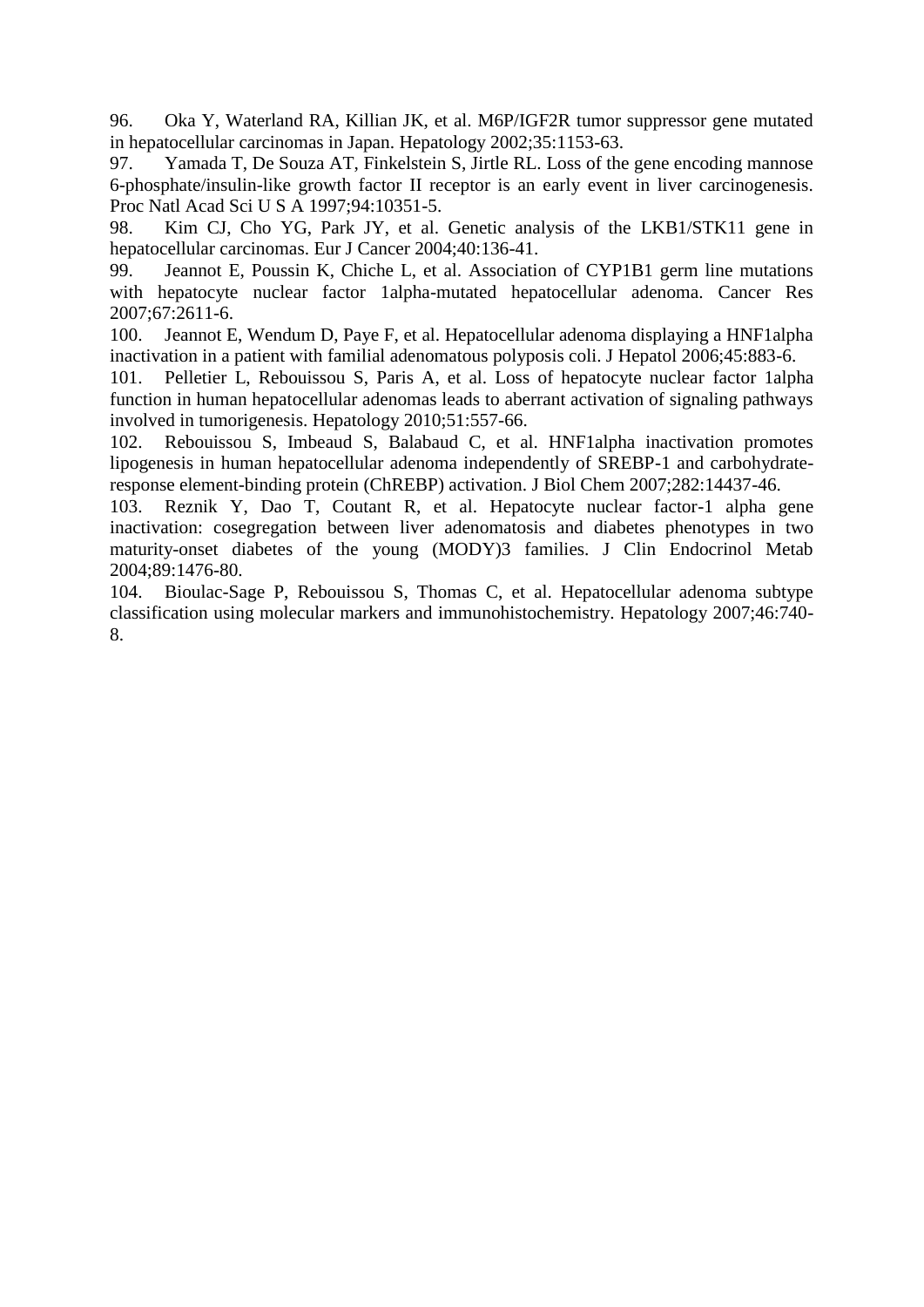96. Oka Y, Waterland RA, Killian JK, et al. M6P/IGF2R tumor suppressor gene mutated in hepatocellular carcinomas in Japan. Hepatology 2002;35:1153-63.

97. Yamada T, De Souza AT, Finkelstein S, Jirtle RL. Loss of the gene encoding mannose 6-phosphate/insulin-like growth factor II receptor is an early event in liver carcinogenesis. Proc Natl Acad Sci U S A 1997;94:10351-5.

98. Kim CJ, Cho YG, Park JY, et al. Genetic analysis of the LKB1/STK11 gene in hepatocellular carcinomas. Eur J Cancer 2004;40:136-41.

99. Jeannot E, Poussin K, Chiche L, et al. Association of CYP1B1 germ line mutations with hepatocyte nuclear factor 1alpha-mutated hepatocellular adenoma. Cancer Res 2007;67:2611-6.

100. Jeannot E, Wendum D, Paye F, et al. Hepatocellular adenoma displaying a HNF1alpha inactivation in a patient with familial adenomatous polyposis coli. J Hepatol 2006;45:883-6.

101. Pelletier L, Rebouissou S, Paris A, et al. Loss of hepatocyte nuclear factor 1alpha function in human hepatocellular adenomas leads to aberrant activation of signaling pathways involved in tumorigenesis. Hepatology 2010;51:557-66.

102. Rebouissou S, Imbeaud S, Balabaud C, et al. HNF1alpha inactivation promotes lipogenesis in human hepatocellular adenoma independently of SREBP-1 and carbohydrate-response element-binding protein (ChREBP) activation. J Biol Chem 2007;282:14437-46.

103. Reznik Y, Dao T, Coutant R, et al. Hepatocyte nuclear factor-1 alpha gene inactivation: cosegregation between liver adenomatosis and diabetes phenotypes in two maturity-onset diabetes of the young (MODY)3 families. J Clin Endocrinol Metab 2004;89:1476-80.

104. Bioulac-Sage P, Rebouissou S, Thomas C, et al. Hepatocellular adenoma subtype classification using molecular markers and immunohistochemistry. Hepatology 2007;46:740-8.